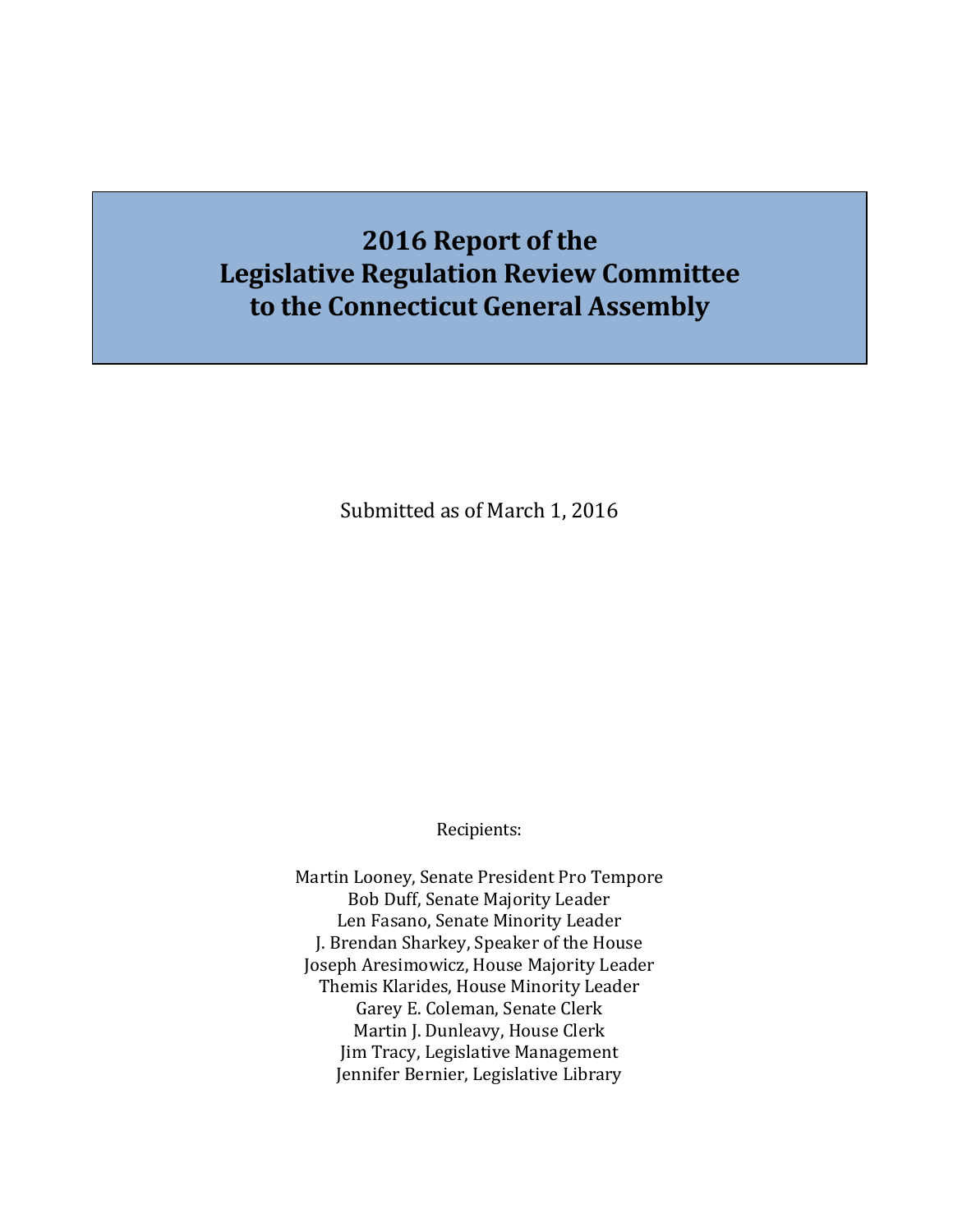# 2016 Report of the Legislative Regulation Review Committee to the Connecticut General Assembly

Submitted as of March 1, 2016

Recipients:

Martin Looney, Senate President Pro Tempore
Bob Duff, Senate Majority Leader
Len Fasano, Senate Minority Leader
J. Brendan Sharkey, Speaker of the House
Joseph Aresimowicz, House Majority Leader
Themis Klarides, House Minority Leader
Garey E. Coleman, Senate Clerk
Martin J. Dunleavy, House Clerk
Jim Tracy, Legislative Management
Jennifer Bernier, Legislative Library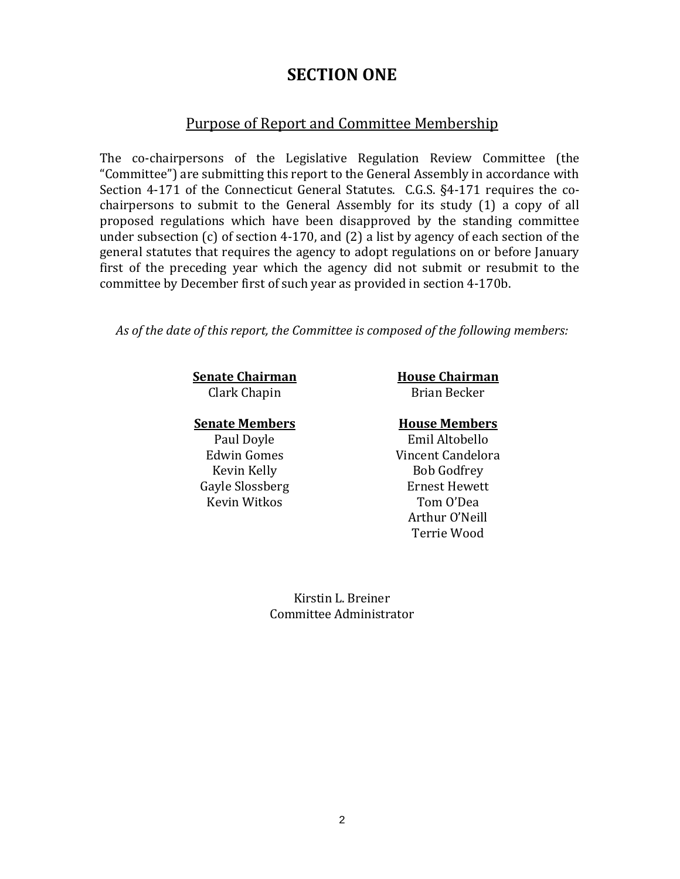# SECTION ONE

## Purpose of Report and Committee Membership

The co-chairpersons of the Legislative Regulation Review Committee (the "Committee") are submitting this report to the General Assembly in accordance with Section 4-171 of the Connecticut General Statutes. C.G.S. §4-171 requires the co-chairpersons to submit to the General Assembly for its study (1) a copy of all proposed regulations which have been disapproved by the standing committee under subsection (c) of section 4-170, and (2) a list by agency of each section of the general statutes that requires the agency to adopt regulations on or before January first of the preceding year which the agency did not submit or resubmit to the committee by December first of such year as provided in section 4-170b.

*As of the date of this report, the Committee is composed of the following members:*

**Senate Chairman**
Clark Chapin

**Senate Members**
Paul Doyle
Edwin Gomes
Kevin Kelly
Gayle Slossberg
Kevin Witkos

**House Chairman**
Brian Becker

**House Members**
Emil Altobello
Vincent Candelora
Bob Godfrey
Ernest Hewett
Tom O'Dea
Arthur O'Neill
Terrie Wood

Kirstin L. Breiner
Committee Administrator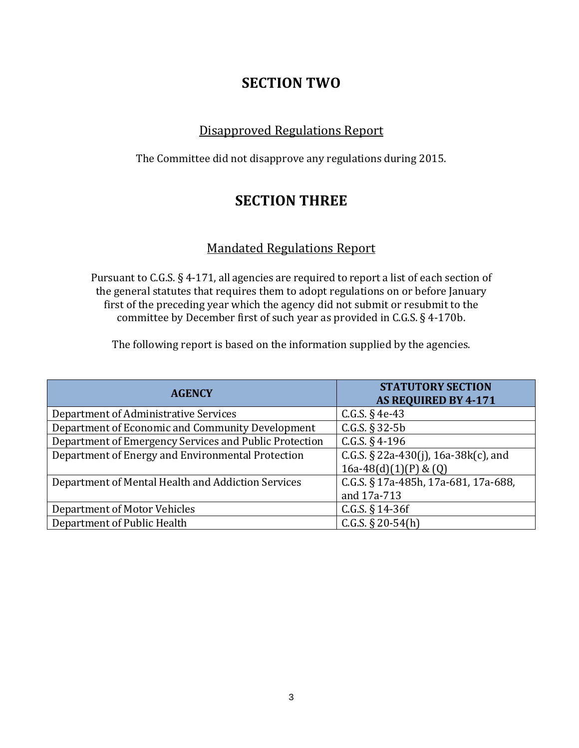# SECTION TWO

## Disapproved Regulations Report

The Committee did not disapprove any regulations during 2015.

# SECTION THREE

## Mandated Regulations Report

Pursuant to C.G.S. § 4-171, all agencies are required to report a list of each section of the general statutes that requires them to adopt regulations on or before January first of the preceding year which the agency did not submit or resubmit to the committee by December first of such year as provided in C.G.S. § 4-170b.

The following report is based on the information supplied by the agencies.

| AGENCY | STATUTORY SECTION AS REQUIRED BY 4-171 |
| --- | --- |
| Department of Administrative Services | C.G.S. § 4e-43 |
| Department of Economic and Community Development | C.G.S. § 32-5b |
| Department of Emergency Services and Public Protection | C.G.S. § 4-196 |
| Department of Energy and Environmental Protection | C.G.S. § 22a-430(j), 16a-38k(c), and 16a-48(d)(1)(P) & (Q) |
| Department of Mental Health and Addiction Services | C.G.S. § 17a-485h, 17a-681, 17a-688, and 17a-713 |
| Department of Motor Vehicles | C.G.S. § 14-36f |
| Department of Public Health | C.G.S. § 20-54(h) |